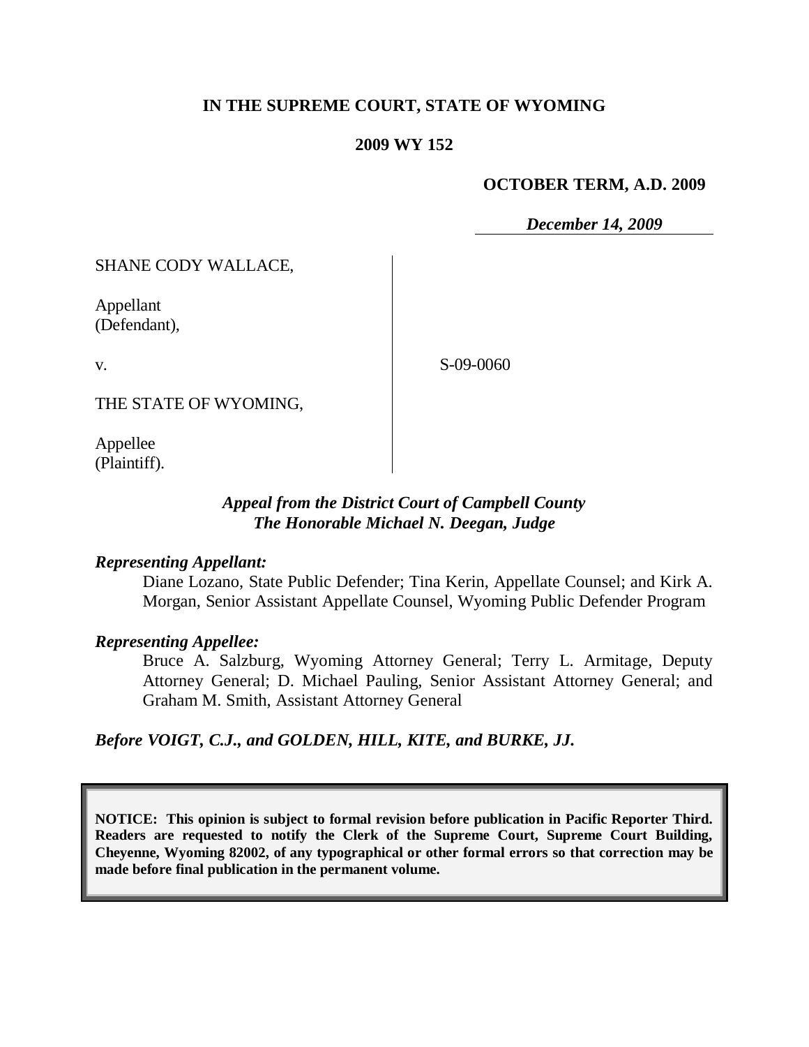**IN THE SUPREME COURT, STATE OF WYOMING**

**2009 WY 152**

**OCTOBER TERM, A.D. 2009**

***December 14, 2009***

SHANE CODY WALLACE,

Appellant
(Defendant),

v.

THE STATE OF WYOMING,

Appellee
(Plaintiff).

S-09-0060

***Appeal from the District Court of Campbell County***
***The Honorable Michael N. Deegan, Judge***

***Representing Appellant:***

Diane Lozano, State Public Defender; Tina Kerin, Appellate Counsel; and Kirk A. Morgan, Senior Assistant Appellate Counsel, Wyoming Public Defender Program

***Representing Appellee:***

Bruce A. Salzburg, Wyoming Attorney General; Terry L. Armitage, Deputy Attorney General; D. Michael Pauling, Senior Assistant Attorney General; and Graham M. Smith, Assistant Attorney General

***Before VOIGT, C.J., and GOLDEN, HILL, KITE, and BURKE, JJ.***

**NOTICE: This opinion is subject to formal revision before publication in Pacific Reporter Third. Readers are requested to notify the Clerk of the Supreme Court, Supreme Court Building, Cheyenne, Wyoming 82002, of any typographical or other formal errors so that correction may be made before final publication in the permanent volume.**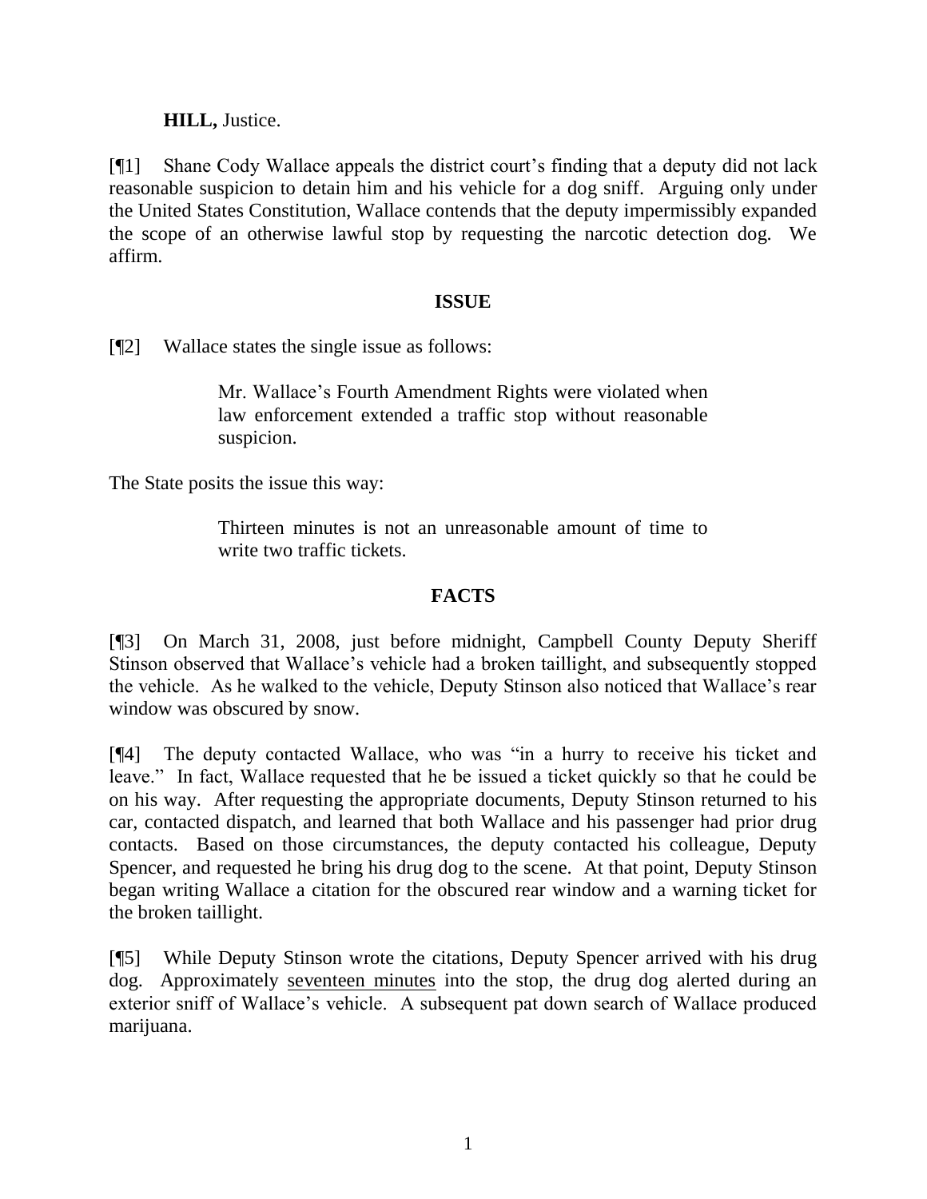**HILL,** Justice.

[¶1] Shane Cody Wallace appeals the district court's finding that a deputy did not lack reasonable suspicion to detain him and his vehicle for a dog sniff. Arguing only under the United States Constitution, Wallace contends that the deputy impermissibly expanded the scope of an otherwise lawful stop by requesting the narcotic detection dog. We affirm.

## ISSUE

[¶2] Wallace states the single issue as follows:

> Mr. Wallace's Fourth Amendment Rights were violated when law enforcement extended a traffic stop without reasonable suspicion.

The State posits the issue this way:

> Thirteen minutes is not an unreasonable amount of time to write two traffic tickets.

## FACTS

[¶3] On March 31, 2008, just before midnight, Campbell County Deputy Sheriff Stinson observed that Wallace's vehicle had a broken taillight, and subsequently stopped the vehicle. As he walked to the vehicle, Deputy Stinson also noticed that Wallace's rear window was obscured by snow.

[¶4] The deputy contacted Wallace, who was "in a hurry to receive his ticket and leave." In fact, Wallace requested that he be issued a ticket quickly so that he could be on his way. After requesting the appropriate documents, Deputy Stinson returned to his car, contacted dispatch, and learned that both Wallace and his passenger had prior drug contacts. Based on those circumstances, the deputy contacted his colleague, Deputy Spencer, and requested he bring his drug dog to the scene. At that point, Deputy Stinson began writing Wallace a citation for the obscured rear window and a warning ticket for the broken taillight.

[¶5] While Deputy Stinson wrote the citations, Deputy Spencer arrived with his drug dog. Approximately <u>seventeen minutes</u> into the stop, the drug dog alerted during an exterior sniff of Wallace's vehicle. A subsequent pat down search of Wallace produced marijuana.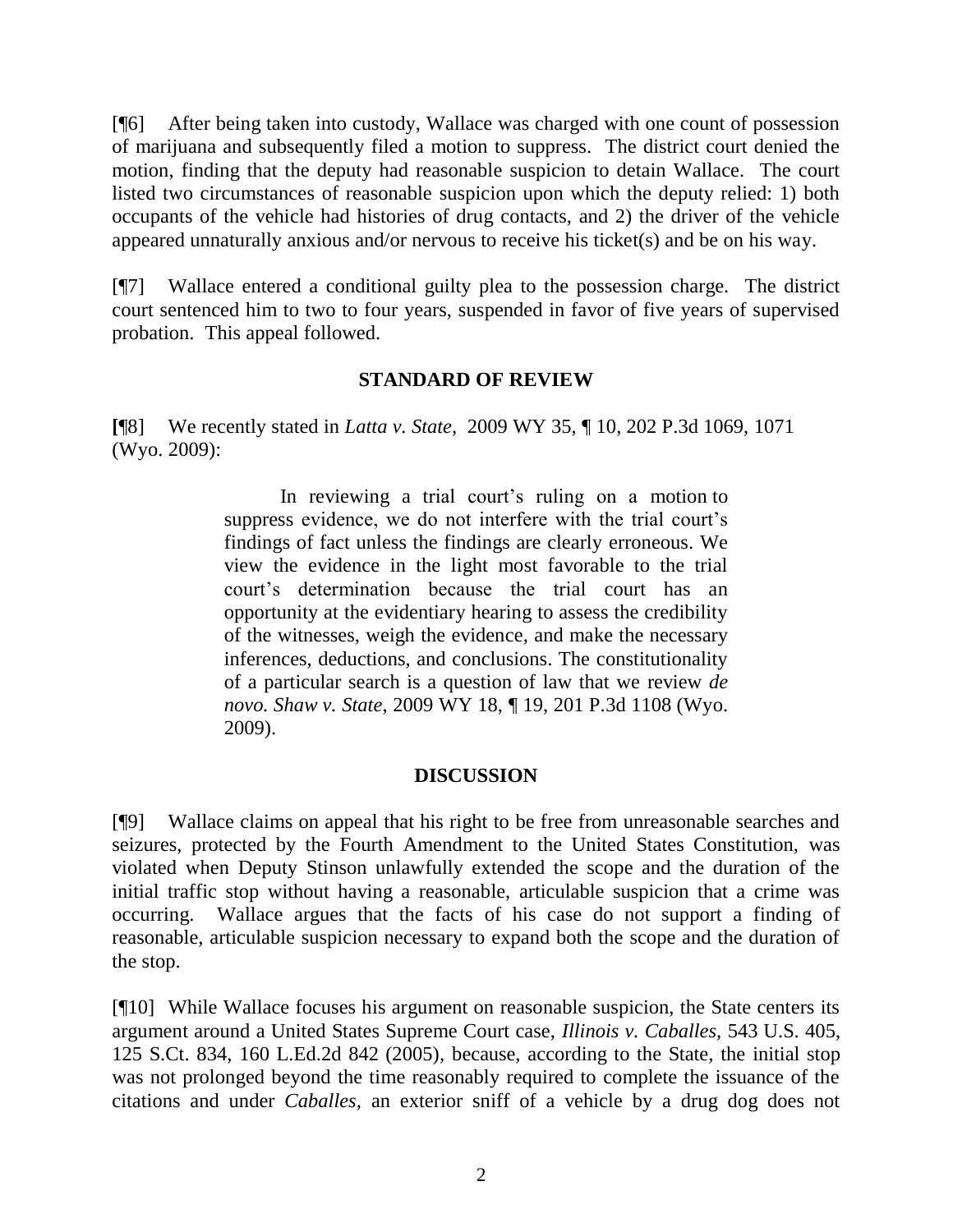[¶6] After being taken into custody, Wallace was charged with one count of possession of marijuana and subsequently filed a motion to suppress. The district court denied the motion, finding that the deputy had reasonable suspicion to detain Wallace. The court listed two circumstances of reasonable suspicion upon which the deputy relied: 1) both occupants of the vehicle had histories of drug contacts, and 2) the driver of the vehicle appeared unnaturally anxious and/or nervous to receive his ticket(s) and be on his way.

[¶7] Wallace entered a conditional guilty plea to the possession charge. The district court sentenced him to two to four years, suspended in favor of five years of supervised probation. This appeal followed.

## STANDARD OF REVIEW

[¶8] We recently stated in *Latta v. State,* 2009 WY 35, ¶ 10, 202 P.3d 1069, 1071 (Wyo. 2009):

> In reviewing a trial court's ruling on a motion to suppress evidence, we do not interfere with the trial court's findings of fact unless the findings are clearly erroneous. We view the evidence in the light most favorable to the trial court's determination because the trial court has an opportunity at the evidentiary hearing to assess the credibility of the witnesses, weigh the evidence, and make the necessary inferences, deductions, and conclusions. The constitutionality of a particular search is a question of law that we review *de novo. Shaw v. State*, 2009 WY 18, ¶ 19, 201 P.3d 1108 (Wyo. 2009).

## DISCUSSION

[¶9] Wallace claims on appeal that his right to be free from unreasonable searches and seizures, protected by the Fourth Amendment to the United States Constitution, was violated when Deputy Stinson unlawfully extended the scope and the duration of the initial traffic stop without having a reasonable, articulable suspicion that a crime was occurring. Wallace argues that the facts of his case do not support a finding of reasonable, articulable suspicion necessary to expand both the scope and the duration of the stop.

[¶10] While Wallace focuses his argument on reasonable suspicion, the State centers its argument around a United States Supreme Court case, *Illinois v. Caballes,* 543 U.S. 405, 125 S.Ct. 834, 160 L.Ed.2d 842 (2005), because, according to the State, the initial stop was not prolonged beyond the time reasonably required to complete the issuance of the citations and under *Caballes*, an exterior sniff of a vehicle by a drug dog does not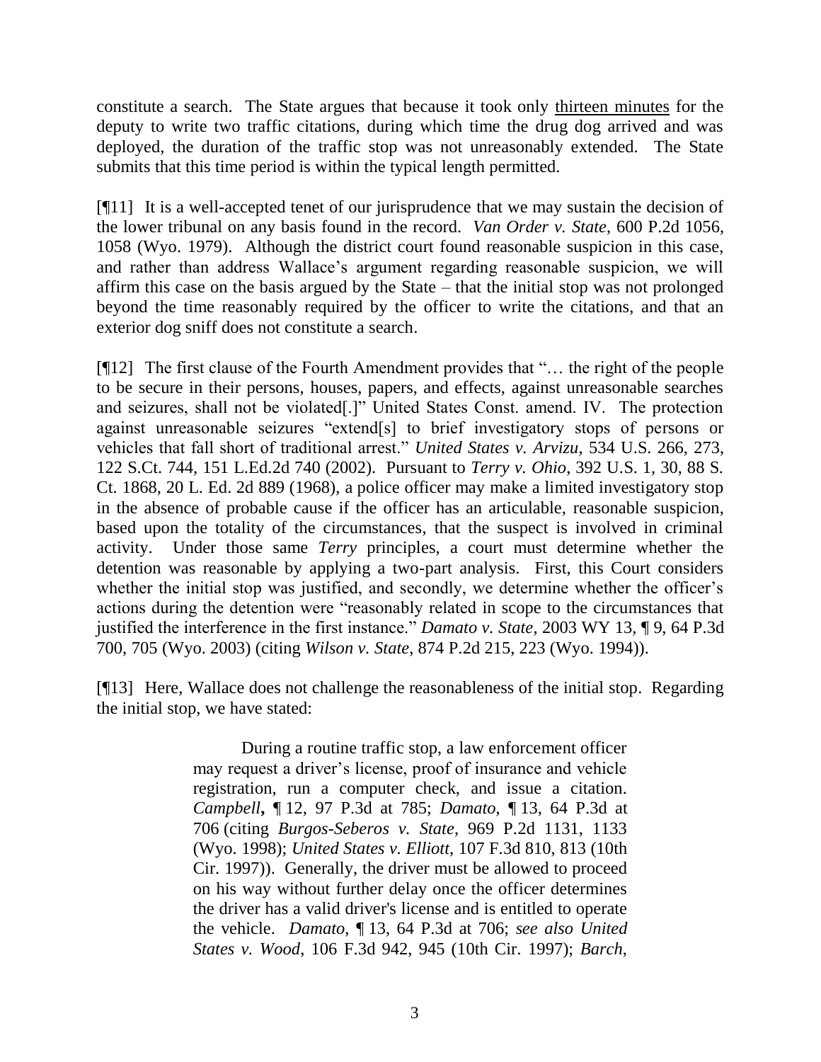constitute a search. The State argues that because it took only <u>thirteen minutes</u> for the deputy to write two traffic citations, during which time the drug dog arrived and was deployed, the duration of the traffic stop was not unreasonably extended. The State submits that this time period is within the typical length permitted.

[¶11] It is a well-accepted tenet of our jurisprudence that we may sustain the decision of the lower tribunal on any basis found in the record. *Van Order v. State*, 600 P.2d 1056, 1058 (Wyo. 1979). Although the district court found reasonable suspicion in this case, and rather than address Wallace's argument regarding reasonable suspicion, we will affirm this case on the basis argued by the State – that the initial stop was not prolonged beyond the time reasonably required by the officer to write the citations, and that an exterior dog sniff does not constitute a search.

[¶12] The first clause of the Fourth Amendment provides that "… the right of the people to be secure in their persons, houses, papers, and effects, against unreasonable searches and seizures, shall not be violated[.]" United States Const. amend. IV. The protection against unreasonable seizures "extend[s] to brief investigatory stops of persons or vehicles that fall short of traditional arrest." *United States v. Arvizu*, 534 U.S. 266, 273, 122 S.Ct. 744, 151 L.Ed.2d 740 (2002). Pursuant to *Terry v. Ohio*, 392 U.S. 1, 30, 88 S. Ct. 1868, 20 L. Ed. 2d 889 (1968), a police officer may make a limited investigatory stop in the absence of probable cause if the officer has an articulable, reasonable suspicion, based upon the totality of the circumstances, that the suspect is involved in criminal activity. Under those same *Terry* principles, a court must determine whether the detention was reasonable by applying a two-part analysis. First, this Court considers whether the initial stop was justified, and secondly, we determine whether the officer's actions during the detention were "reasonably related in scope to the circumstances that justified the interference in the first instance." *Damato v. State*, 2003 WY 13, ¶ 9, 64 P.3d 700, 705 (Wyo. 2003) (citing *Wilson v. State*, 874 P.2d 215, 223 (Wyo. 1994)).

[¶13] Here, Wallace does not challenge the reasonableness of the initial stop. Regarding the initial stop, we have stated:

> During a routine traffic stop, a law enforcement officer may request a driver's license, proof of insurance and vehicle registration, run a computer check, and issue a citation. *Campbell***,** ¶ 12, 97 P.3d at 785; *Damato*, ¶ 13, 64 P.3d at 706 (citing *Burgos-Seberos v. State*, 969 P.2d 1131, 1133 (Wyo. 1998); *United States v. Elliott*, 107 F.3d 810, 813 (10th Cir. 1997)). Generally, the driver must be allowed to proceed on his way without further delay once the officer determines the driver has a valid driver's license and is entitled to operate the vehicle. *Damato*, ¶ 13, 64 P.3d at 706; *see also United States v. Wood*, 106 F.3d 942, 945 (10th Cir. 1997); *Barch*,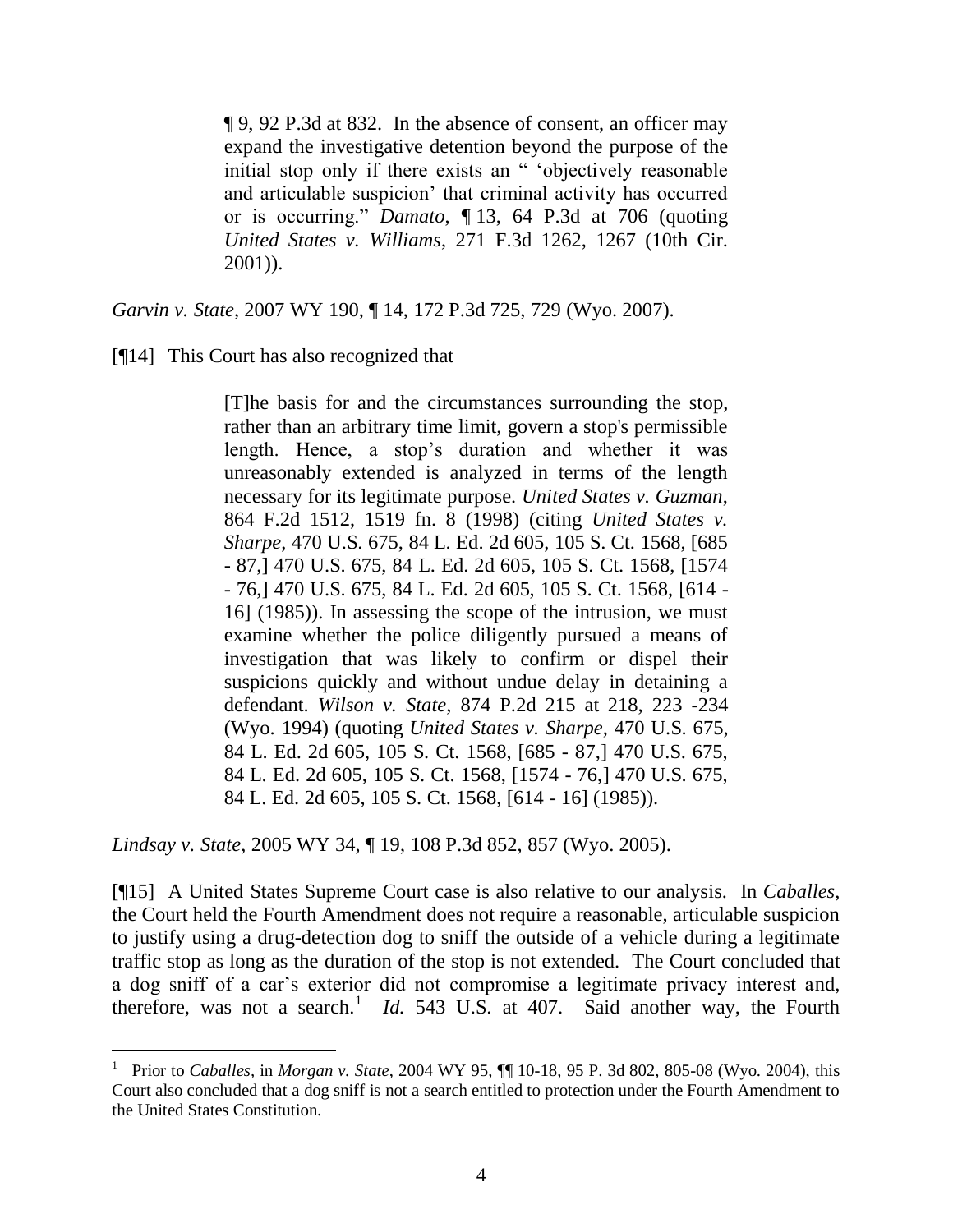> ¶ 9, 92 P.3d at 832. In the absence of consent, an officer may expand the investigative detention beyond the purpose of the initial stop only if there exists an " 'objectively reasonable and articulable suspicion' that criminal activity has occurred or is occurring." *Damato*, ¶ 13, 64 P.3d at 706 (quoting *United States v. Williams*, 271 F.3d 1262, 1267 (10th Cir. 2001)).

*Garvin v. State*, 2007 WY 190, ¶ 14, 172 P.3d 725, 729 (Wyo. 2007).

[¶14] This Court has also recognized that

> [T]he basis for and the circumstances surrounding the stop, rather than an arbitrary time limit, govern a stop's permissible length. Hence, a stop's duration and whether it was unreasonably extended is analyzed in terms of the length necessary for its legitimate purpose. *United States v. Guzman*, 864 F.2d 1512, 1519 fn. 8 (1998) (citing *United States v. Sharpe*, 470 U.S. 675, 84 L. Ed. 2d 605, 105 S. Ct. 1568, [685 - 87,] 470 U.S. 675, 84 L. Ed. 2d 605, 105 S. Ct. 1568, [1574 - 76,] 470 U.S. 675, 84 L. Ed. 2d 605, 105 S. Ct. 1568, [614 - 16] (1985)). In assessing the scope of the intrusion, we must examine whether the police diligently pursued a means of investigation that was likely to confirm or dispel their suspicions quickly and without undue delay in detaining a defendant. *Wilson v. State*, 874 P.2d 215 at 218, 223 -234 (Wyo. 1994) (quoting *United States v. Sharpe*, 470 U.S. 675, 84 L. Ed. 2d 605, 105 S. Ct. 1568, [685 - 87,] 470 U.S. 675, 84 L. Ed. 2d 605, 105 S. Ct. 1568, [1574 - 76,] 470 U.S. 675, 84 L. Ed. 2d 605, 105 S. Ct. 1568, [614 - 16] (1985)).

*Lindsay v. State*, 2005 WY 34, ¶ 19, 108 P.3d 852, 857 (Wyo. 2005).

[¶15] A United States Supreme Court case is also relative to our analysis. In *Caballes*, the Court held the Fourth Amendment does not require a reasonable, articulable suspicion to justify using a drug-detection dog to sniff the outside of a vehicle during a legitimate traffic stop as long as the duration of the stop is not extended. The Court concluded that a dog sniff of a car's exterior did not compromise a legitimate privacy interest and, therefore, was not a search.[1] *Id.* 543 U.S. at 407. Said another way, the Fourth

---

[1] Prior to *Caballes*, in *Morgan v. State*, 2004 WY 95, ¶¶ 10-18, 95 P. 3d 802, 805-08 (Wyo. 2004), this Court also concluded that a dog sniff is not a search entitled to protection under the Fourth Amendment to the United States Constitution.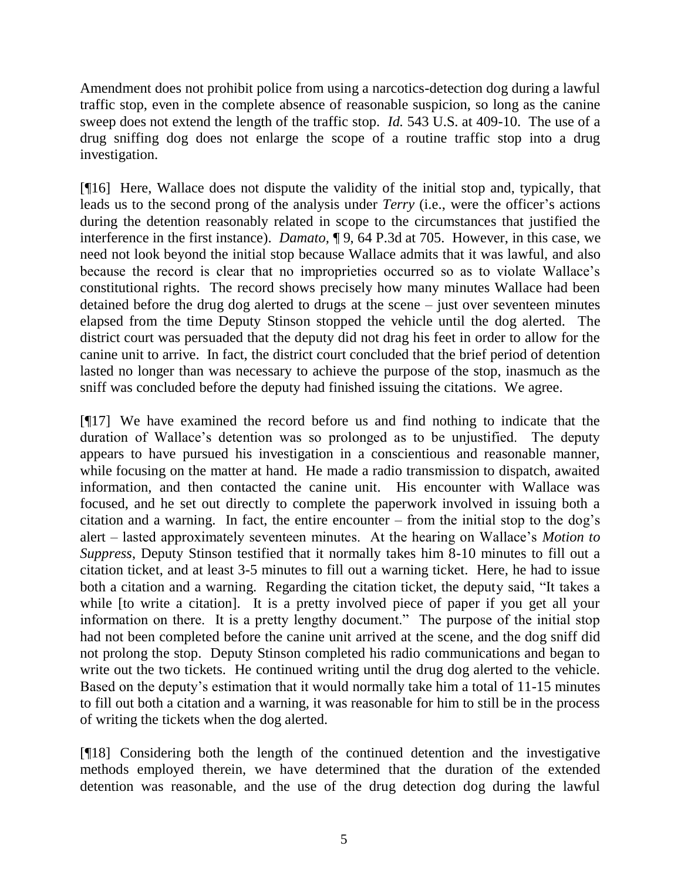Amendment does not prohibit police from using a narcotics-detection dog during a lawful traffic stop, even in the complete absence of reasonable suspicion, so long as the canine sweep does not extend the length of the traffic stop. *Id.* 543 U.S. at 409-10. The use of a drug sniffing dog does not enlarge the scope of a routine traffic stop into a drug investigation.

[¶16] Here, Wallace does not dispute the validity of the initial stop and, typically, that leads us to the second prong of the analysis under *Terry* (i.e., were the officer's actions during the detention reasonably related in scope to the circumstances that justified the interference in the first instance). *Damato,* ¶ 9, 64 P.3d at 705. However, in this case, we need not look beyond the initial stop because Wallace admits that it was lawful, and also because the record is clear that no improprieties occurred so as to violate Wallace's constitutional rights. The record shows precisely how many minutes Wallace had been detained before the drug dog alerted to drugs at the scene – just over seventeen minutes elapsed from the time Deputy Stinson stopped the vehicle until the dog alerted. The district court was persuaded that the deputy did not drag his feet in order to allow for the canine unit to arrive. In fact, the district court concluded that the brief period of detention lasted no longer than was necessary to achieve the purpose of the stop, inasmuch as the sniff was concluded before the deputy had finished issuing the citations. We agree.

[¶17] We have examined the record before us and find nothing to indicate that the duration of Wallace's detention was so prolonged as to be unjustified. The deputy appears to have pursued his investigation in a conscientious and reasonable manner, while focusing on the matter at hand. He made a radio transmission to dispatch, awaited information, and then contacted the canine unit. His encounter with Wallace was focused, and he set out directly to complete the paperwork involved in issuing both a citation and a warning. In fact, the entire encounter – from the initial stop to the dog's alert – lasted approximately seventeen minutes. At the hearing on Wallace's *Motion to Suppress*, Deputy Stinson testified that it normally takes him 8-10 minutes to fill out a citation ticket, and at least 3-5 minutes to fill out a warning ticket. Here, he had to issue both a citation and a warning. Regarding the citation ticket, the deputy said, "It takes a while [to write a citation]. It is a pretty involved piece of paper if you get all your information on there. It is a pretty lengthy document." The purpose of the initial stop had not been completed before the canine unit arrived at the scene, and the dog sniff did not prolong the stop. Deputy Stinson completed his radio communications and began to write out the two tickets. He continued writing until the drug dog alerted to the vehicle. Based on the deputy's estimation that it would normally take him a total of 11-15 minutes to fill out both a citation and a warning, it was reasonable for him to still be in the process of writing the tickets when the dog alerted.

[¶18] Considering both the length of the continued detention and the investigative methods employed therein, we have determined that the duration of the extended detention was reasonable, and the use of the drug detection dog during the lawful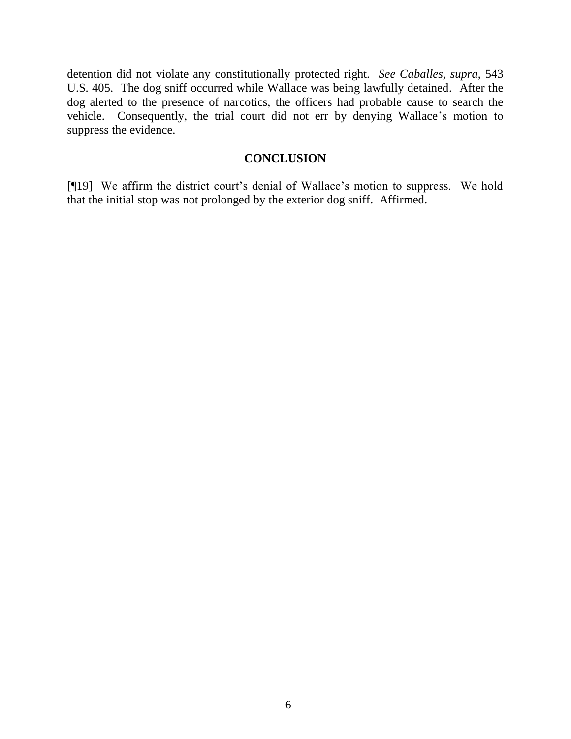detention did not violate any constitutionally protected right. *See Caballes*, *supra*, 543 U.S. 405. The dog sniff occurred while Wallace was being lawfully detained. After the dog alerted to the presence of narcotics, the officers had probable cause to search the vehicle. Consequently, the trial court did not err by denying Wallace's motion to suppress the evidence.

## CONCLUSION

[¶19] We affirm the district court's denial of Wallace's motion to suppress. We hold that the initial stop was not prolonged by the exterior dog sniff. Affirmed.